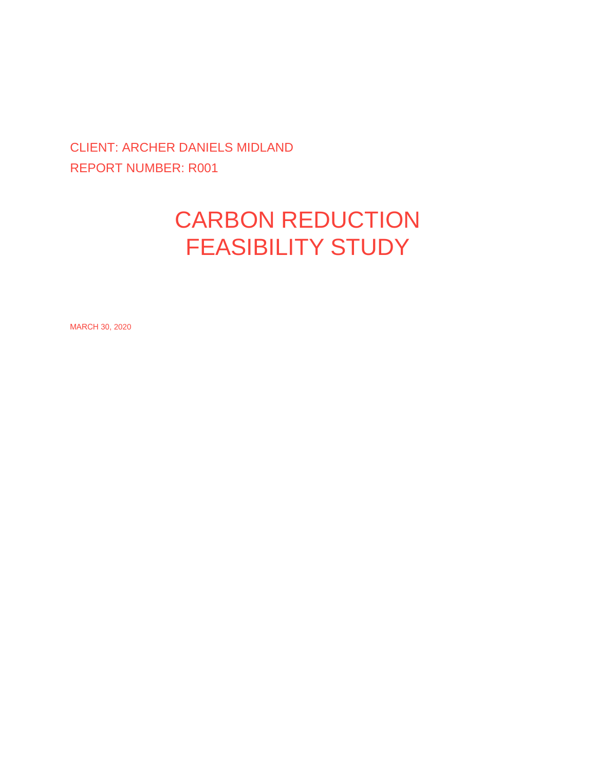CLIENT: ARCHER DANIELS MIDLAND

REPORT NUMBER: R001

# CARBON REDUCTION FEASIBILITY STUDY

MARCH 30, 2020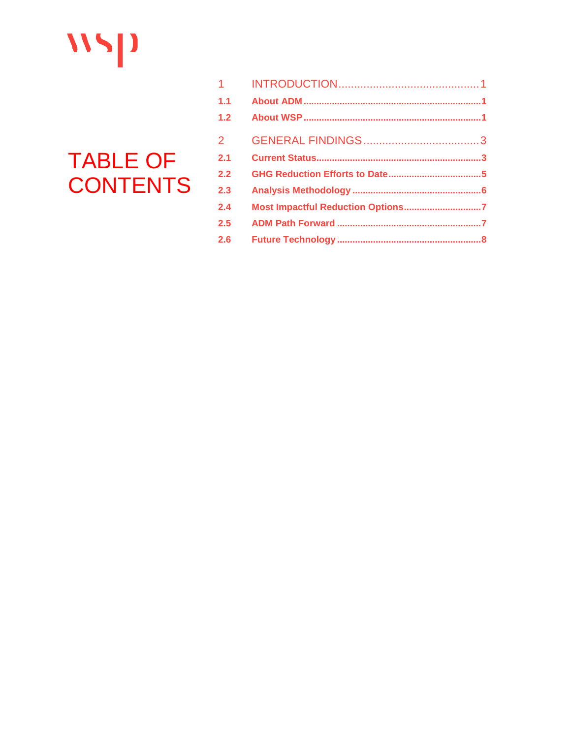# TABLE OF CONTENTS

1 INTRODUCTION ............................................ 1

1.1 About ADM ............................................ 1

1.2 About WSP ............................................ 1

2 GENERAL FINDINGS ............................................ 3

2.1 Current Status ............................................ 3

2.2 GHG Reduction Efforts to Date ............................................ 5

2.3 Analysis Methodology ............................................ 6

2.4 Most Impactful Reduction Options ............................................ 7

2.5 ADM Path Forward ............................................ 7

2.6 Future Technology ............................................ 8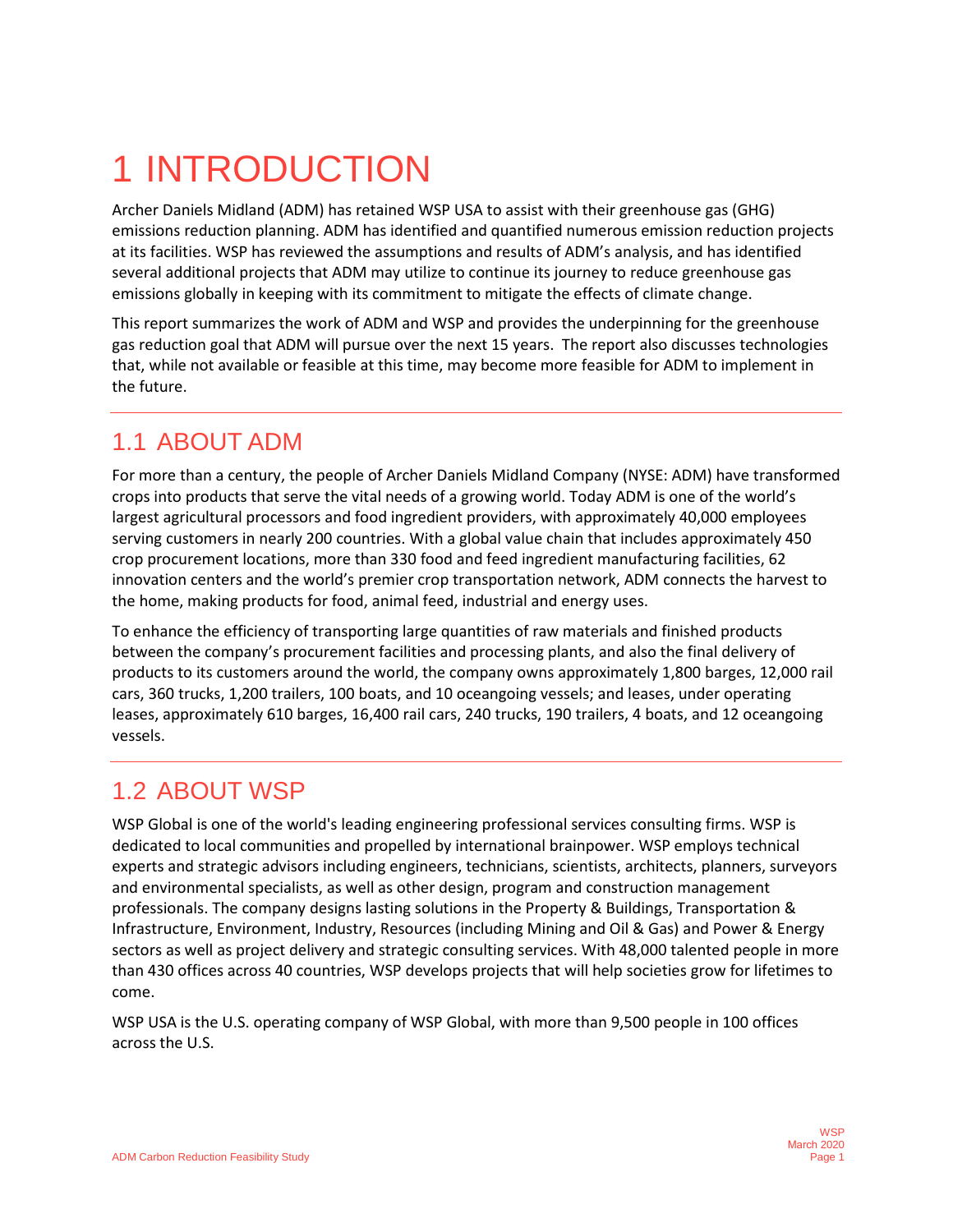# 1 INTRODUCTION

Archer Daniels Midland (ADM) has retained WSP USA to assist with their greenhouse gas (GHG) emissions reduction planning. ADM has identified and quantified numerous emission reduction projects at its facilities. WSP has reviewed the assumptions and results of ADM's analysis, and has identified several additional projects that ADM may utilize to continue its journey to reduce greenhouse gas emissions globally in keeping with its commitment to mitigate the effects of climate change.

This report summarizes the work of ADM and WSP and provides the underpinning for the greenhouse gas reduction goal that ADM will pursue over the next 15 years. The report also discusses technologies that, while not available or feasible at this time, may become more feasible for ADM to implement in the future.

## 1.1 ABOUT ADM

For more than a century, the people of Archer Daniels Midland Company (NYSE: ADM) have transformed crops into products that serve the vital needs of a growing world. Today ADM is one of the world's largest agricultural processors and food ingredient providers, with approximately 40,000 employees serving customers in nearly 200 countries. With a global value chain that includes approximately 450 crop procurement locations, more than 330 food and feed ingredient manufacturing facilities, 62 innovation centers and the world's premier crop transportation network, ADM connects the harvest to the home, making products for food, animal feed, industrial and energy uses.

To enhance the efficiency of transporting large quantities of raw materials and finished products between the company's procurement facilities and processing plants, and also the final delivery of products to its customers around the world, the company owns approximately 1,800 barges, 12,000 rail cars, 360 trucks, 1,200 trailers, 100 boats, and 10 oceangoing vessels; and leases, under operating leases, approximately 610 barges, 16,400 rail cars, 240 trucks, 190 trailers, 4 boats, and 12 oceangoing vessels.

## 1.2 ABOUT WSP

WSP Global is one of the world's leading engineering professional services consulting firms. WSP is dedicated to local communities and propelled by international brainpower. WSP employs technical experts and strategic advisors including engineers, technicians, scientists, architects, planners, surveyors and environmental specialists, as well as other design, program and construction management professionals. The company designs lasting solutions in the Property & Buildings, Transportation & Infrastructure, Environment, Industry, Resources (including Mining and Oil & Gas) and Power & Energy sectors as well as project delivery and strategic consulting services. With 48,000 talented people in more than 430 offices across 40 countries, WSP develops projects that will help societies grow for lifetimes to come.

WSP USA is the U.S. operating company of WSP Global, with more than 9,500 people in 100 offices across the U.S.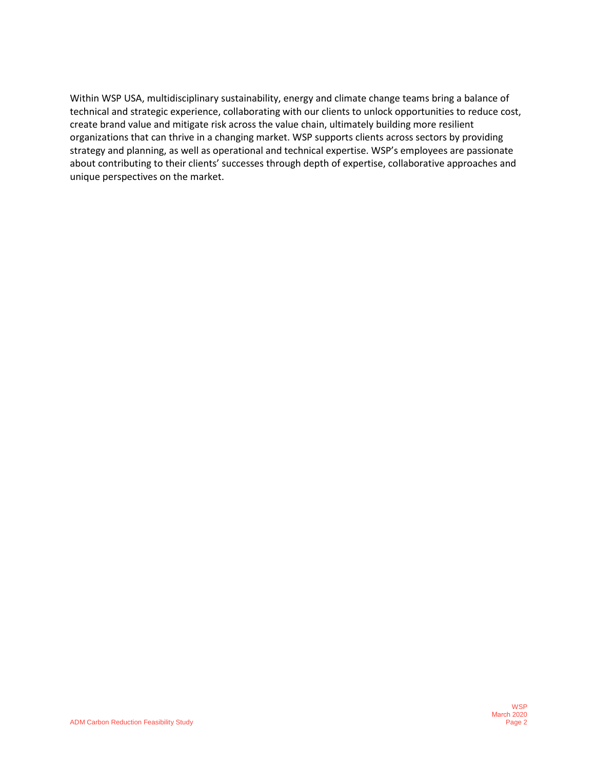Within WSP USA, multidisciplinary sustainability, energy and climate change teams bring a balance of technical and strategic experience, collaborating with our clients to unlock opportunities to reduce cost, create brand value and mitigate risk across the value chain, ultimately building more resilient organizations that can thrive in a changing market. WSP supports clients across sectors by providing strategy and planning, as well as operational and technical expertise. WSP's employees are passionate about contributing to their clients' successes through depth of expertise, collaborative approaches and unique perspectives on the market.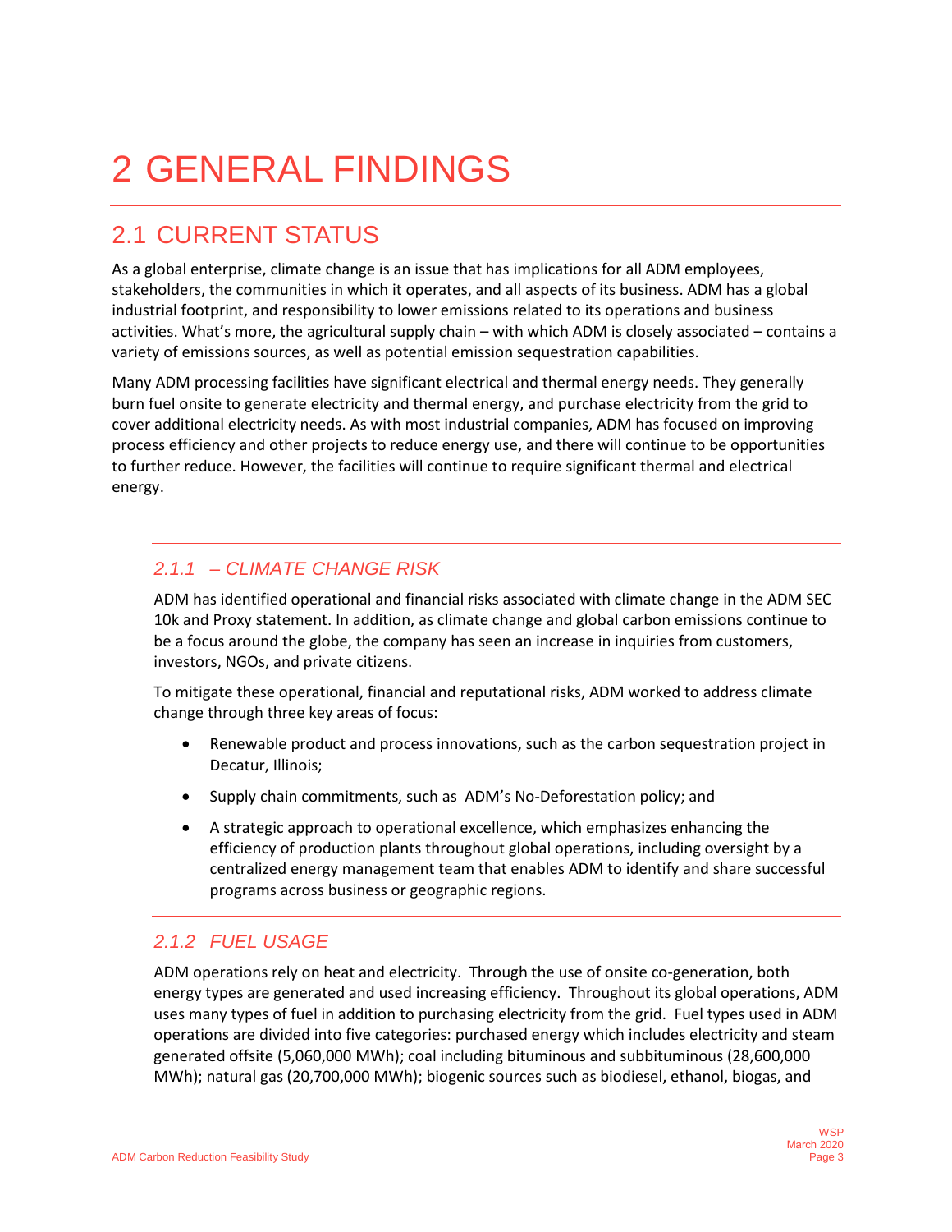# 2 GENERAL FINDINGS

## 2.1 CURRENT STATUS

As a global enterprise, climate change is an issue that has implications for all ADM employees, stakeholders, the communities in which it operates, and all aspects of its business. ADM has a global industrial footprint, and responsibility to lower emissions related to its operations and business activities. What's more, the agricultural supply chain – with which ADM is closely associated – contains a variety of emissions sources, as well as potential emission sequestration capabilities.

Many ADM processing facilities have significant electrical and thermal energy needs. They generally burn fuel onsite to generate electricity and thermal energy, and purchase electricity from the grid to cover additional electricity needs. As with most industrial companies, ADM has focused on improving process efficiency and other projects to reduce energy use, and there will continue to be opportunities to further reduce. However, the facilities will continue to require significant thermal and electrical energy.

### *2.1.1 – CLIMATE CHANGE RISK*

ADM has identified operational and financial risks associated with climate change in the ADM SEC 10k and Proxy statement. In addition, as climate change and global carbon emissions continue to be a focus around the globe, the company has seen an increase in inquiries from customers, investors, NGOs, and private citizens.

To mitigate these operational, financial and reputational risks, ADM worked to address climate change through three key areas of focus:

- Renewable product and process innovations, such as the carbon sequestration project in Decatur, Illinois;
- Supply chain commitments, such as ADM's No-Deforestation policy; and
- A strategic approach to operational excellence, which emphasizes enhancing the efficiency of production plants throughout global operations, including oversight by a centralized energy management team that enables ADM to identify and share successful programs across business or geographic regions.

### *2.1.2 FUEL USAGE*

ADM operations rely on heat and electricity. Through the use of onsite co-generation, both energy types are generated and used increasing efficiency. Throughout its global operations, ADM uses many types of fuel in addition to purchasing electricity from the grid. Fuel types used in ADM operations are divided into five categories: purchased energy which includes electricity and steam generated offsite (5,060,000 MWh); coal including bituminous and subbituminous (28,600,000 MWh); natural gas (20,700,000 MWh); biogenic sources such as biodiesel, ethanol, biogas, and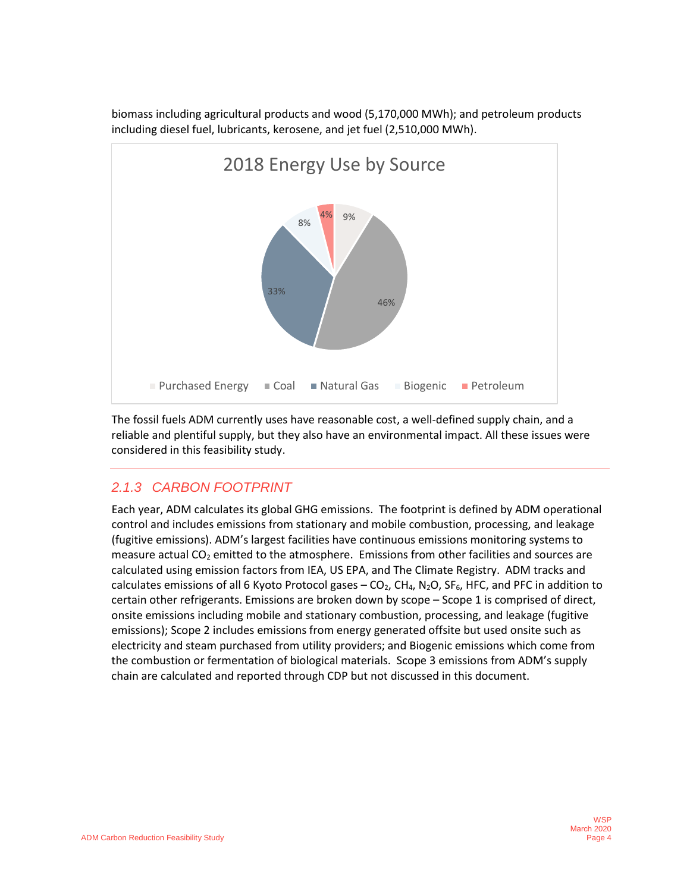biomass including agricultural products and wood (5,170,000 MWh); and petroleum products including diesel fuel, lubricants, kerosene, and jet fuel (2,510,000 MWh).

2018 Energy Use by Source

| Source | Share |
|---|---|
| Purchased Energy | 9% |
| Coal | 46% |
| Natural Gas | 33% |
| Biogenic | 8% |
| Petroleum | 4% |

The fossil fuels ADM currently uses have reasonable cost, a well-defined supply chain, and a reliable and plentiful supply, but they also have an environmental impact. All these issues were considered in this feasibility study.

### *2.1.3 CARBON FOOTPRINT*

Each year, ADM calculates its global GHG emissions. The footprint is defined by ADM operational control and includes emissions from stationary and mobile combustion, processing, and leakage (fugitive emissions). ADM's largest facilities have continuous emissions monitoring systems to measure actual $CO_2$ emitted to the atmosphere. Emissions from other facilities and sources are calculated using emission factors from IEA, US EPA, and The Climate Registry. ADM tracks and calculates emissions of all 6 Kyoto Protocol gases – $CO_2$, $CH_4$, $N_2O$, $SF_6$, HFC, and PFC in addition to certain other refrigerants. Emissions are broken down by scope – Scope 1 is comprised of direct, onsite emissions including mobile and stationary combustion, processing, and leakage (fugitive emissions); Scope 2 includes emissions from energy generated offsite but used onsite such as electricity and steam purchased from utility providers; and Biogenic emissions which come from the combustion or fermentation of biological materials. Scope 3 emissions from ADM's supply chain are calculated and reported through CDP but not discussed in this document.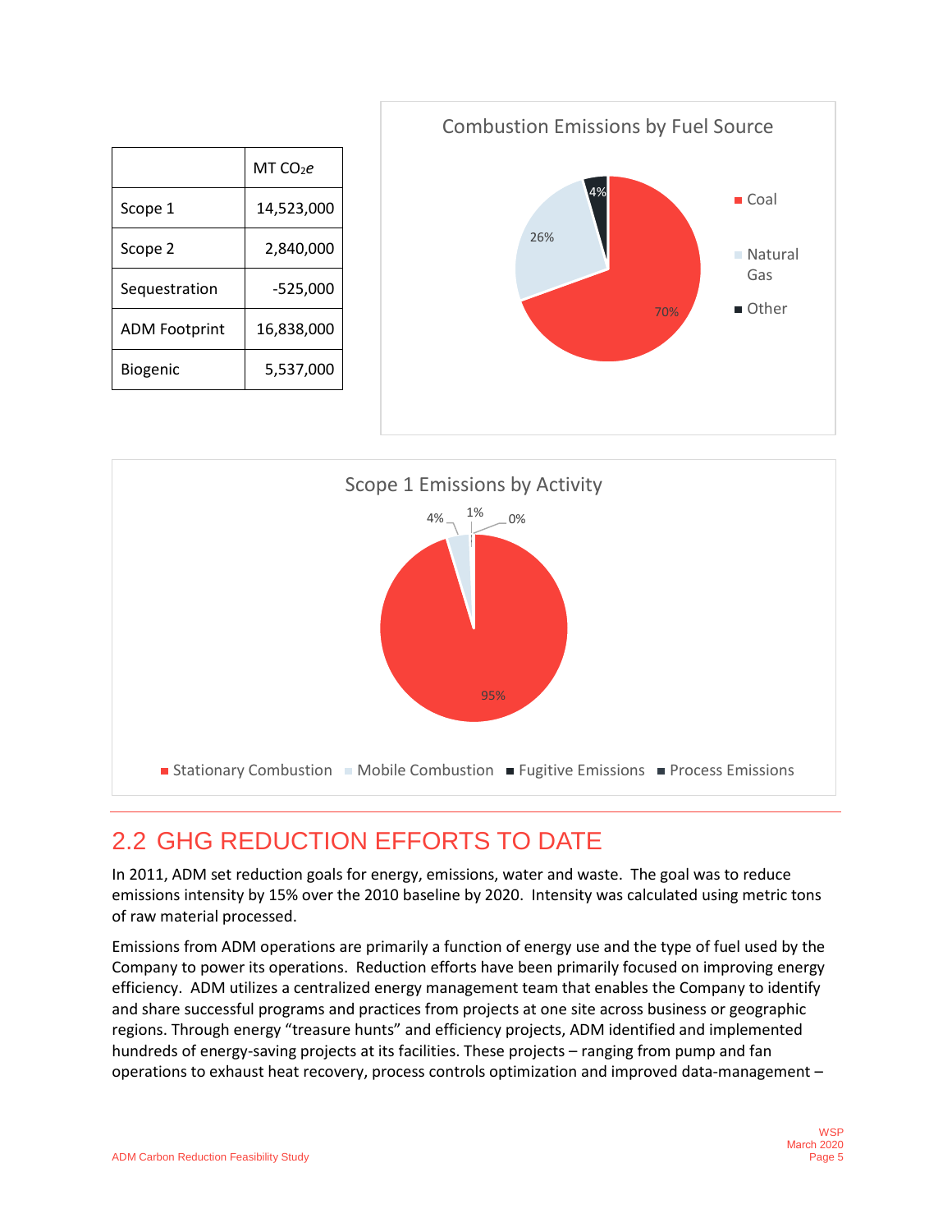|  | MT $CO_2e$ |
|---|---|
| Scope 1 | 14,523,000 |
| Scope 2 | 2,840,000 |
| Sequestration | -525,000 |
| ADM Footprint | 16,838,000 |
| Biogenic | 5,537,000 |

**Combustion Emissions by Fuel Source**

| Fuel Source | Share |
|---|---|
| Coal | 70% |
| Natural Gas | 26% |
| Other | 4% |

**Scope 1 Emissions by Activity**

| Activity | Share |
|---|---|
| Stationary Combustion | 95% |
| Mobile Combustion | 4% |
| Fugitive Emissions | 1% |
| Process Emissions | 0% |

## 2.2 GHG REDUCTION EFFORTS TO DATE

In 2011, ADM set reduction goals for energy, emissions, water and waste. The goal was to reduce emissions intensity by 15% over the 2010 baseline by 2020. Intensity was calculated using metric tons of raw material processed.

Emissions from ADM operations are primarily a function of energy use and the type of fuel used by the Company to power its operations. Reduction efforts have been primarily focused on improving energy efficiency. ADM utilizes a centralized energy management team that enables the Company to identify and share successful programs and practices from projects at one site across business or geographic regions. Through energy "treasure hunts" and efficiency projects, ADM identified and implemented hundreds of energy-saving projects at its facilities. These projects – ranging from pump and fan operations to exhaust heat recovery, process controls optimization and improved data-management –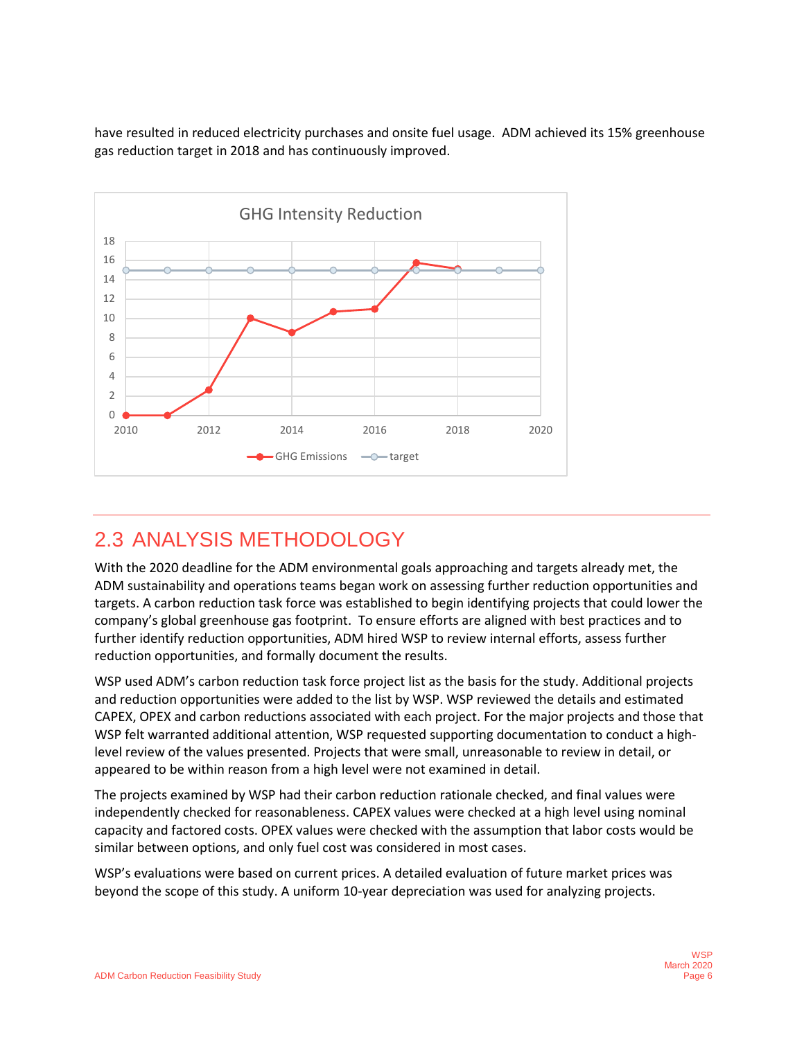have resulted in reduced electricity purchases and onsite fuel usage. ADM achieved its 15% greenhouse gas reduction target in 2018 and has continuously improved.

## 2.3 ANALYSIS METHODOLOGY

With the 2020 deadline for the ADM environmental goals approaching and targets already met, the ADM sustainability and operations teams began work on assessing further reduction opportunities and targets. A carbon reduction task force was established to begin identifying projects that could lower the company's global greenhouse gas footprint. To ensure efforts are aligned with best practices and to further identify reduction opportunities, ADM hired WSP to review internal efforts, assess further reduction opportunities, and formally document the results.

WSP used ADM's carbon reduction task force project list as the basis for the study. Additional projects and reduction opportunities were added to the list by WSP. WSP reviewed the details and estimated CAPEX, OPEX and carbon reductions associated with each project. For the major projects and those that WSP felt warranted additional attention, WSP requested supporting documentation to conduct a high-level review of the values presented. Projects that were small, unreasonable to review in detail, or appeared to be within reason from a high level were not examined in detail.

The projects examined by WSP had their carbon reduction rationale checked, and final values were independently checked for reasonableness. CAPEX values were checked at a high level using nominal capacity and factored costs. OPEX values were checked with the assumption that labor costs would be similar between options, and only fuel cost was considered in most cases.

WSP's evaluations were based on current prices. A detailed evaluation of future market prices was beyond the scope of this study. A uniform 10-year depreciation was used for analyzing projects.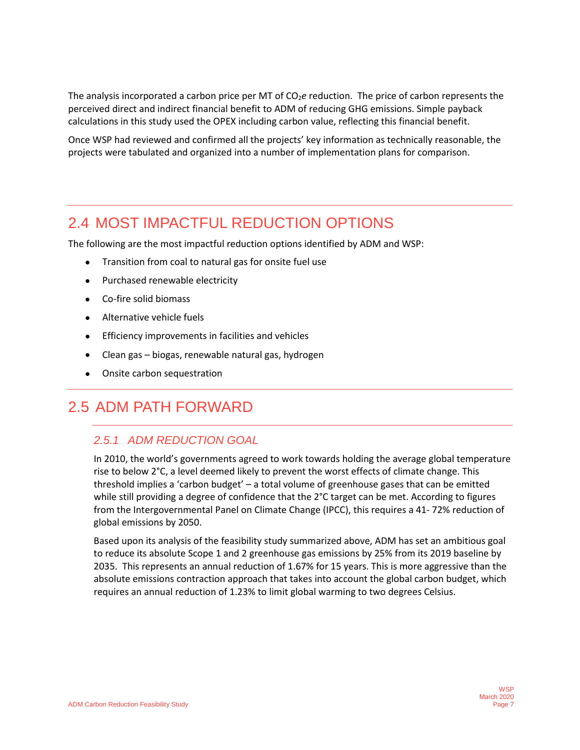The analysis incorporated a carbon price per MT of $CO_2e$ reduction. The price of carbon represents the perceived direct and indirect financial benefit to ADM of reducing GHG emissions. Simple payback calculations in this study used the OPEX including carbon value, reflecting this financial benefit.

Once WSP had reviewed and confirmed all the projects' key information as technically reasonable, the projects were tabulated and organized into a number of implementation plans for comparison.

## 2.4 MOST IMPACTFUL REDUCTION OPTIONS

The following are the most impactful reduction options identified by ADM and WSP:

- Transition from coal to natural gas for onsite fuel use
- Purchased renewable electricity
- Co-fire solid biomass
- Alternative vehicle fuels
- Efficiency improvements in facilities and vehicles
- Clean gas – biogas, renewable natural gas, hydrogen
- Onsite carbon sequestration

## 2.5 ADM PATH FORWARD

### *2.5.1 ADM REDUCTION GOAL*

In 2010, the world's governments agreed to work towards holding the average global temperature rise to below 2°C, a level deemed likely to prevent the worst effects of climate change. This threshold implies a 'carbon budget' – a total volume of greenhouse gases that can be emitted while still providing a degree of confidence that the 2°C target can be met. According to figures from the Intergovernmental Panel on Climate Change (IPCC), this requires a 41- 72% reduction of global emissions by 2050.

Based upon its analysis of the feasibility study summarized above, ADM has set an ambitious goal to reduce its absolute Scope 1 and 2 greenhouse gas emissions by 25% from its 2019 baseline by 2035. This represents an annual reduction of 1.67% for 15 years. This is more aggressive than the absolute emissions contraction approach that takes into account the global carbon budget, which requires an annual reduction of 1.23% to limit global warming to two degrees Celsius.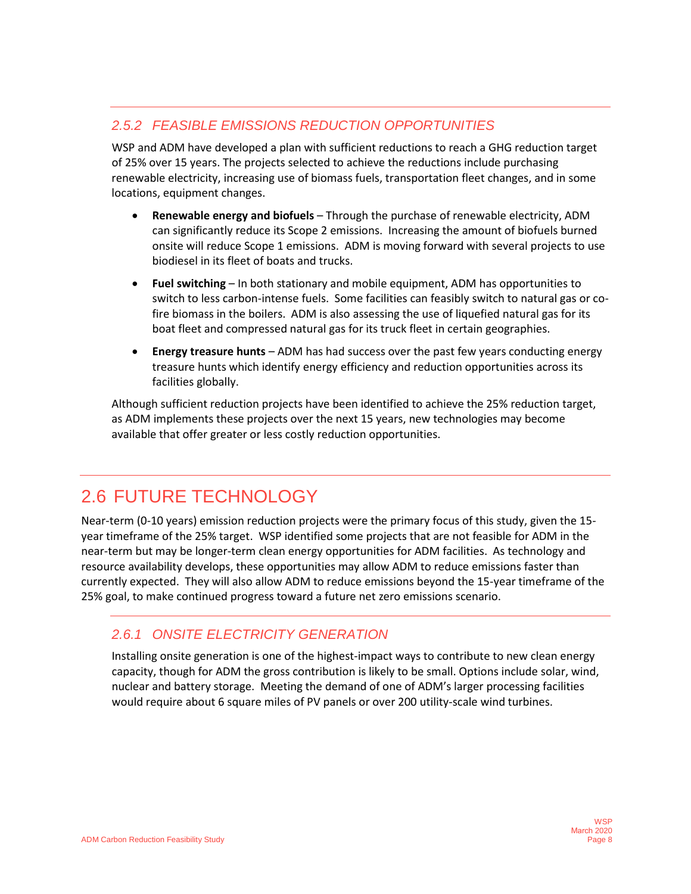### 2.5.2 FEASIBLE EMISSIONS REDUCTION OPPORTUNITIES

WSP and ADM have developed a plan with sufficient reductions to reach a GHG reduction target of 25% over 15 years. The projects selected to achieve the reductions include purchasing renewable electricity, increasing use of biomass fuels, transportation fleet changes, and in some locations, equipment changes.

- **Renewable energy and biofuels** – Through the purchase of renewable electricity, ADM can significantly reduce its Scope 2 emissions. Increasing the amount of biofuels burned onsite will reduce Scope 1 emissions. ADM is moving forward with several projects to use biodiesel in its fleet of boats and trucks.
- **Fuel switching** – In both stationary and mobile equipment, ADM has opportunities to switch to less carbon-intense fuels. Some facilities can feasibly switch to natural gas or co-fire biomass in the boilers. ADM is also assessing the use of liquefied natural gas for its boat fleet and compressed natural gas for its truck fleet in certain geographies.
- **Energy treasure hunts** – ADM has had success over the past few years conducting energy treasure hunts which identify energy efficiency and reduction opportunities across its facilities globally.

Although sufficient reduction projects have been identified to achieve the 25% reduction target, as ADM implements these projects over the next 15 years, new technologies may become available that offer greater or less costly reduction opportunities.

## 2.6 FUTURE TECHNOLOGY

Near-term (0-10 years) emission reduction projects were the primary focus of this study, given the 15-year timeframe of the 25% target. WSP identified some projects that are not feasible for ADM in the near-term but may be longer-term clean energy opportunities for ADM facilities. As technology and resource availability develops, these opportunities may allow ADM to reduce emissions faster than currently expected. They will also allow ADM to reduce emissions beyond the 15-year timeframe of the 25% goal, to make continued progress toward a future net zero emissions scenario.

### 2.6.1 ONSITE ELECTRICITY GENERATION

Installing onsite generation is one of the highest-impact ways to contribute to new clean energy capacity, though for ADM the gross contribution is likely to be small. Options include solar, wind, nuclear and battery storage. Meeting the demand of one of ADM's larger processing facilities would require about 6 square miles of PV panels or over 200 utility-scale wind turbines.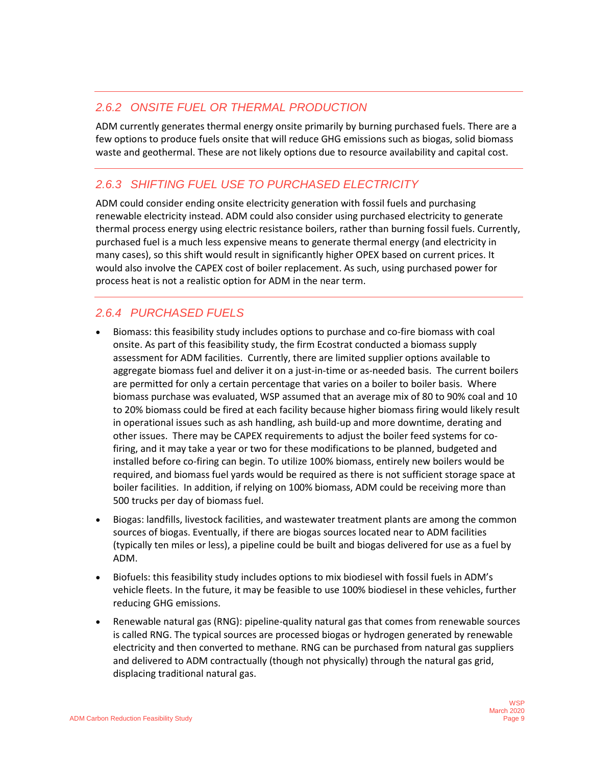### 2.6.2 ONSITE FUEL OR THERMAL PRODUCTION

ADM currently generates thermal energy onsite primarily by burning purchased fuels. There are a few options to produce fuels onsite that will reduce GHG emissions such as biogas, solid biomass waste and geothermal. These are not likely options due to resource availability and capital cost.

### 2.6.3 SHIFTING FUEL USE TO PURCHASED ELECTRICITY

ADM could consider ending onsite electricity generation with fossil fuels and purchasing renewable electricity instead. ADM could also consider using purchased electricity to generate thermal process energy using electric resistance boilers, rather than burning fossil fuels. Currently, purchased fuel is a much less expensive means to generate thermal energy (and electricity in many cases), so this shift would result in significantly higher OPEX based on current prices. It would also involve the CAPEX cost of boiler replacement. As such, using purchased power for process heat is not a realistic option for ADM in the near term.

### 2.6.4 PURCHASED FUELS

- Biomass: this feasibility study includes options to purchase and co-fire biomass with coal onsite. As part of this feasibility study, the firm Ecostrat conducted a biomass supply assessment for ADM facilities. Currently, there are limited supplier options available to aggregate biomass fuel and deliver it on a just-in-time or as-needed basis. The current boilers are permitted for only a certain percentage that varies on a boiler to boiler basis. Where biomass purchase was evaluated, WSP assumed that an average mix of 80 to 90% coal and 10 to 20% biomass could be fired at each facility because higher biomass firing would likely result in operational issues such as ash handling, ash build-up and more downtime, derating and other issues. There may be CAPEX requirements to adjust the boiler feed systems for co-firing, and it may take a year or two for these modifications to be planned, budgeted and installed before co-firing can begin. To utilize 100% biomass, entirely new boilers would be required, and biomass fuel yards would be required as there is not sufficient storage space at boiler facilities. In addition, if relying on 100% biomass, ADM could be receiving more than 500 trucks per day of biomass fuel.
- Biogas: landfills, livestock facilities, and wastewater treatment plants are among the common sources of biogas. Eventually, if there are biogas sources located near to ADM facilities (typically ten miles or less), a pipeline could be built and biogas delivered for use as a fuel by ADM.
- Biofuels: this feasibility study includes options to mix biodiesel with fossil fuels in ADM's vehicle fleets. In the future, it may be feasible to use 100% biodiesel in these vehicles, further reducing GHG emissions.
- Renewable natural gas (RNG): pipeline-quality natural gas that comes from renewable sources is called RNG. The typical sources are processed biogas or hydrogen generated by renewable electricity and then converted to methane. RNG can be purchased from natural gas suppliers and delivered to ADM contractually (though not physically) through the natural gas grid, displacing traditional natural gas.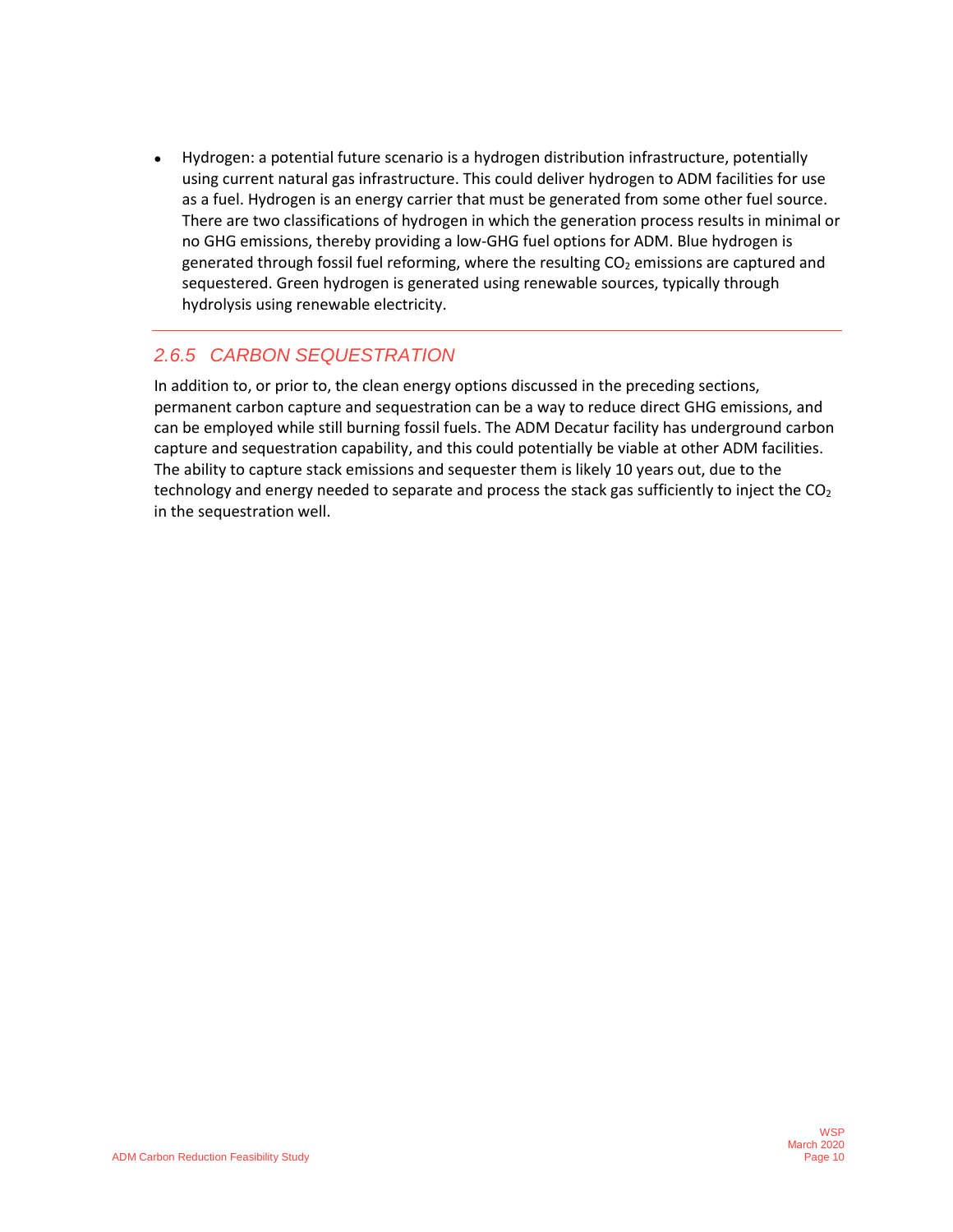- Hydrogen: a potential future scenario is a hydrogen distribution infrastructure, potentially using current natural gas infrastructure. This could deliver hydrogen to ADM facilities for use as a fuel. Hydrogen is an energy carrier that must be generated from some other fuel source. There are two classifications of hydrogen in which the generation process results in minimal or no GHG emissions, thereby providing a low-GHG fuel options for ADM. Blue hydrogen is generated through fossil fuel reforming, where the resulting $CO_2$ emissions are captured and sequestered. Green hydrogen is generated using renewable sources, typically through hydrolysis using renewable electricity.

### *2.6.5 CARBON SEQUESTRATION*

In addition to, or prior to, the clean energy options discussed in the preceding sections, permanent carbon capture and sequestration can be a way to reduce direct GHG emissions, and can be employed while still burning fossil fuels. The ADM Decatur facility has underground carbon capture and sequestration capability, and this could potentially be viable at other ADM facilities. The ability to capture stack emissions and sequester them is likely 10 years out, due to the technology and energy needed to separate and process the stack gas sufficiently to inject the $CO_2$ in the sequestration well.